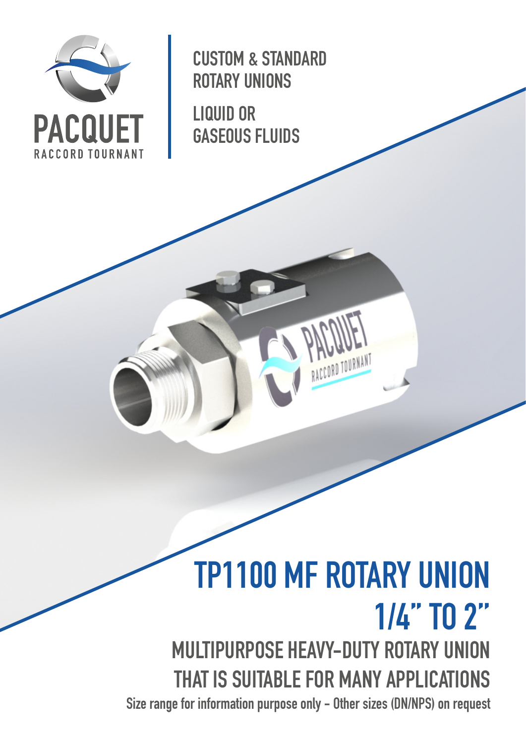PACQUET

RACCORD TOURNANT

CUSTOM & STANDARD ROTARY UNIONS

LIQUID OR GASEOUS FLUIDS

# TP1100 MF ROTARY UNION 1/4" TO 2"

## MULTIPURPOSE HEAVY-DUTY ROTARY UNION THAT IS SUITABLE FOR MANY APPLICATIONS

**Size range for information purpose only - Other sizes (DN/NPS) on request**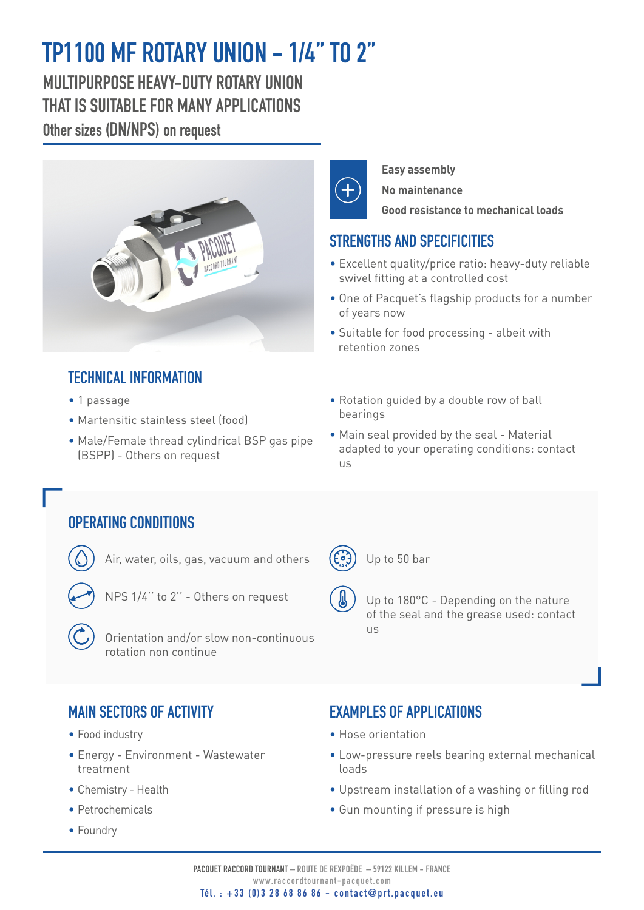# TP1100 MF ROTARY UNION – 1/4" TO 2"

## MULTIPURPOSE HEAVY-DUTY ROTARY UNION THAT IS SUITABLE FOR MANY APPLICATIONS

### Other sizes (DN/NPS) on request

**Easy assembly**

**No maintenance**

**Good resistance to mechanical loads**

## STRENGTHS AND SPECIFICITIES

- Excellent quality/price ratio: heavy-duty reliable swivel fitting at a controlled cost
- One of Pacquet's flagship products for a number of years now
- Suitable for food processing - albeit with retention zones

## TECHNICAL INFORMATION

- 1 passage
- Martensitic stainless steel (food)
- Male/Female thread cylindrical BSP gas pipe (BSPP) - Others on request
- Rotation guided by a double row of ball bearings
- Main seal provided by the seal - Material adapted to your operating conditions: contact us

## OPERATING CONDITIONS

- Air, water, oils, gas, vacuum and others
- NPS 1/4'' to 2'' - Others on request
- Orientation and/or slow non-continuous rotation non continue
- Up to 50 bar
- Up to 180°C - Depending on the nature of the seal and the grease used: contact us

## MAIN SECTORS OF ACTIVITY

- Food industry
- Energy - Environment - Wastewater treatment
- Chemistry - Health
- Petrochemicals
- Foundry

## EXAMPLES OF APPLICATIONS

- Hose orientation
- Low-pressure reels bearing external mechanical loads
- Upstream installation of a washing or filling rod
- Gun mounting if pressure is high

PACQUET RACCORD TOURNANT – ROUTE DE REXPOËDE – 59122 KILLEM – FRANCE
www.raccordtournant-pacquet.com
Tél. : +33 (0)3 28 68 86 86 - contact@prt.pacquet.eu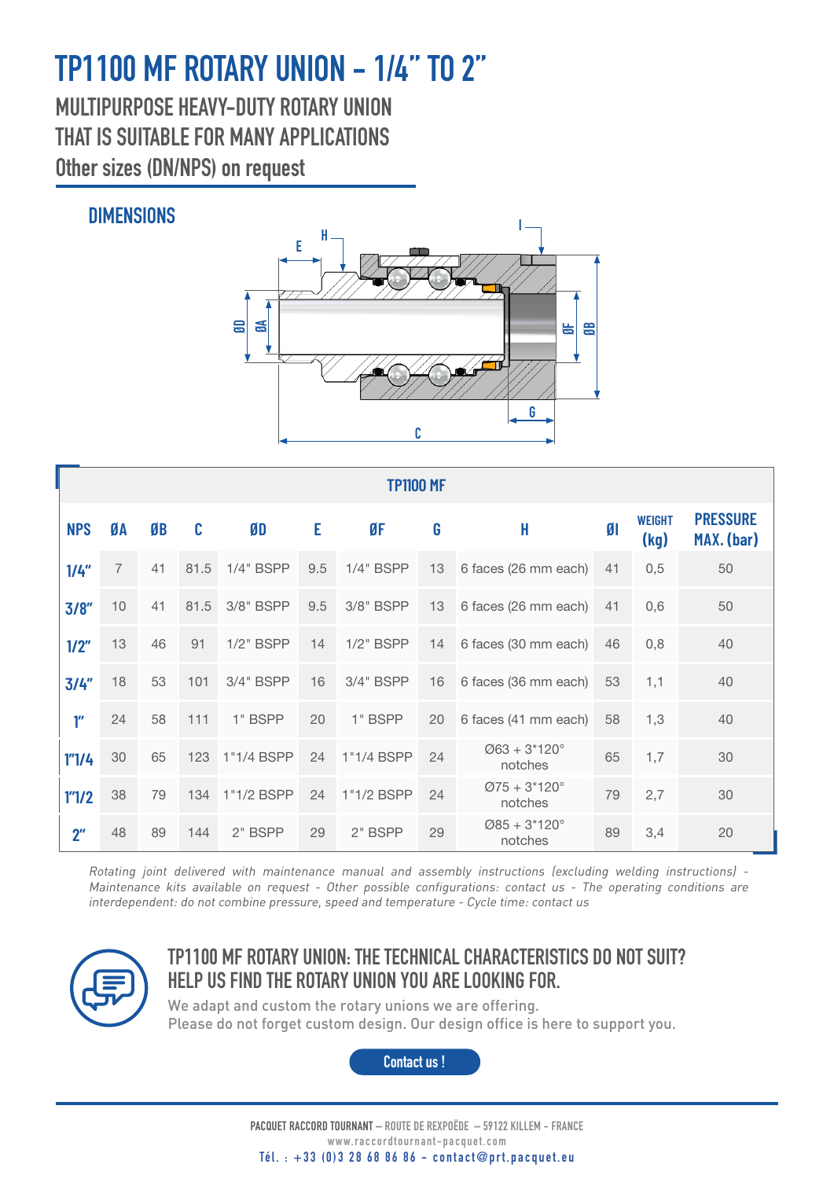# TP1100 MF ROTARY UNION - 1/4" TO 2"

## MULTIPURPOSE HEAVY-DUTY ROTARY UNION THAT IS SUITABLE FOR MANY APPLICATIONS

## Other sizes (DN/NPS) on request

### DIMENSIONS

E
H
I
ØD
ØA
ØF
ØB
G
C

| TP1100 MF | | | | | | | | | | | |
|---|---|---|---|---|---|---|---|---|---|---|---|
| **NPS** | **ØA** | **ØB** | **C** | **ØD** | **E** | **ØF** | **G** | **H** | **ØI** | **WEIGHT (kg)** | **PRESSURE MAX. (bar)** |
| **1/4"** | 7 | 41 | 81.5 | 1/4" BSPP | 9.5 | 1/4" BSPP | 13 | 6 faces (26 mm each) | 41 | 0,5 | 50 |
| **3/8"** | 10 | 41 | 81.5 | 3/8" BSPP | 9.5 | 3/8" BSPP | 13 | 6 faces (26 mm each) | 41 | 0,6 | 50 |
| **1/2"** | 13 | 46 | 91 | 1/2" BSPP | 14 | 1/2" BSPP | 14 | 6 faces (30 mm each) | 46 | 0,8 | 40 |
| **3/4"** | 18 | 53 | 101 | 3/4" BSPP | 16 | 3/4" BSPP | 16 | 6 faces (36 mm each) | 53 | 1,1 | 40 |
| **1"** | 24 | 58 | 111 | 1" BSPP | 20 | 1" BSPP | 20 | 6 faces (41 mm each) | 58 | 1,3 | 40 |
| **1"1/4** | 30 | 65 | 123 | 1"1/4 BSPP | 24 | 1"1/4 BSPP | 24 | Ø63 + 3*120° notches | 65 | 1,7 | 30 |
| **1"1/2** | 38 | 79 | 134 | 1"1/2 BSPP | 24 | 1"1/2 BSPP | 24 | Ø75 + 3*120° notches | 79 | 2,7 | 30 |
| **2"** | 48 | 89 | 144 | 2" BSPP | 29 | 2" BSPP | 29 | Ø85 + 3*120° notches | 89 | 3,4 | 20 |

*Rotating joint delivered with maintenance manual and assembly instructions (excluding welding instructions) - Maintenance kits available on request - Other possible configurations: contact us - The operating conditions are interdependent: do not combine pressure, speed and temperature - Cycle time: contact us*

## TP1100 MF ROTARY UNION: THE TECHNICAL CHARACTERISTICS DO NOT SUIT? HELP US FIND THE ROTARY UNION YOU ARE LOOKING FOR.

We adapt and custom the rotary unions we are offering.
Please do not forget custom design. Our design office is here to support you.

Contact us !

PACQUET RACCORD TOURNANT – ROUTE DE REXPOËDE – 59122 KILLEM - FRANCE
www.raccordtournant-pacquet.com
Tél. : +33 (0)3 28 68 86 86 - contact@prt.pacquet.eu